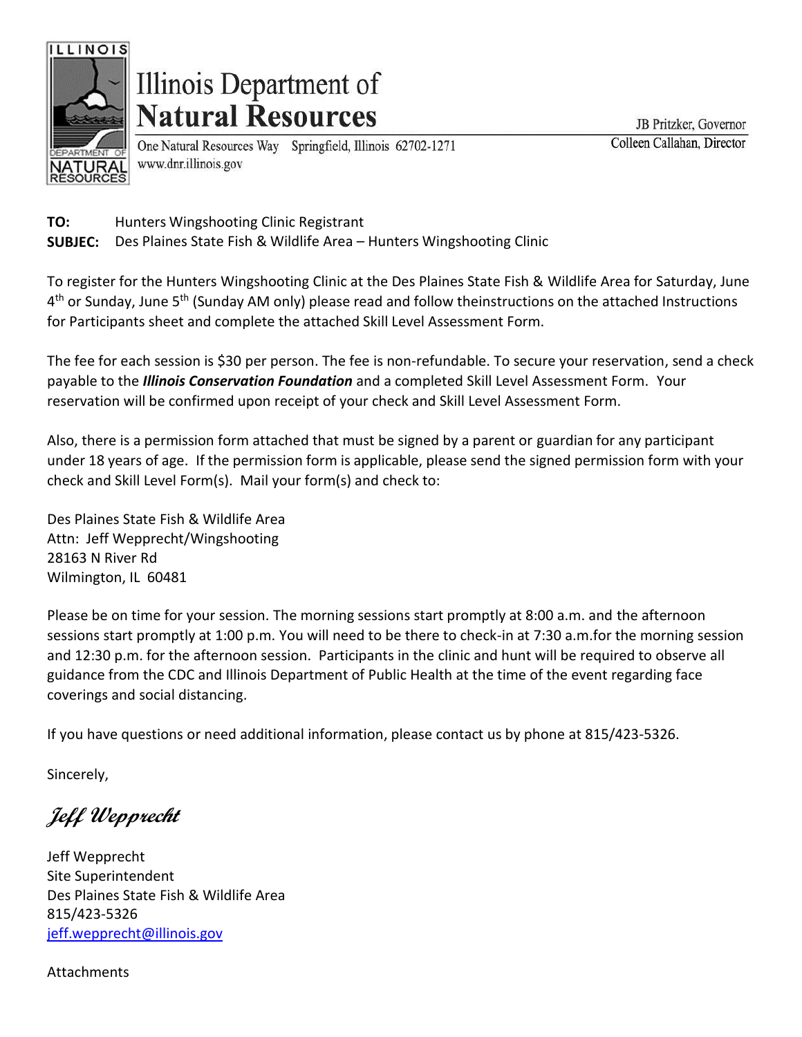# Illinois Department of Natural Resources

One Natural Resources Way Springfield, Illinois 62702-1271
www.dnr.illinois.gov

JB Pritzker, Governor
Colleen Callahan, Director

**TO:** Hunters Wingshooting Clinic Registrant
**SUBJEC:** Des Plaines State Fish & Wildlife Area – Hunters Wingshooting Clinic

To register for the Hunters Wingshooting Clinic at the Des Plaines State Fish & Wildlife Area for Saturday, June 4th or Sunday, June 5th (Sunday AM only) please read and follow theinstructions on the attached Instructions for Participants sheet and complete the attached Skill Level Assessment Form.

The fee for each session is $30 per person. The fee is non-refundable. To secure your reservation, send a check payable to the ***Illinois Conservation Foundation*** and a completed Skill Level Assessment Form. Your reservation will be confirmed upon receipt of your check and Skill Level Assessment Form.

Also, there is a permission form attached that must be signed by a parent or guardian for any participant under 18 years of age. If the permission form is applicable, please send the signed permission form with your check and Skill Level Form(s). Mail your form(s) and check to:

Des Plaines State Fish & Wildlife Area
Attn: Jeff Wepprecht/Wingshooting
28163 N River Rd
Wilmington, IL 60481

Please be on time for your session. The morning sessions start promptly at 8:00 a.m. and the afternoon sessions start promptly at 1:00 p.m. You will need to be there to check-in at 7:30 a.m.for the morning session and 12:30 p.m. for the afternoon session. Participants in the clinic and hunt will be required to observe all guidance from the CDC and Illinois Department of Public Health at the time of the event regarding face coverings and social distancing.

If you have questions or need additional information, please contact us by phone at 815/423-5326.

Sincerely,

*Jeff Wepprecht*

Jeff Wepprecht
Site Superintendent
Des Plaines State Fish & Wildlife Area
815/423-5326
jeff.wepprecht@illinois.gov

Attachments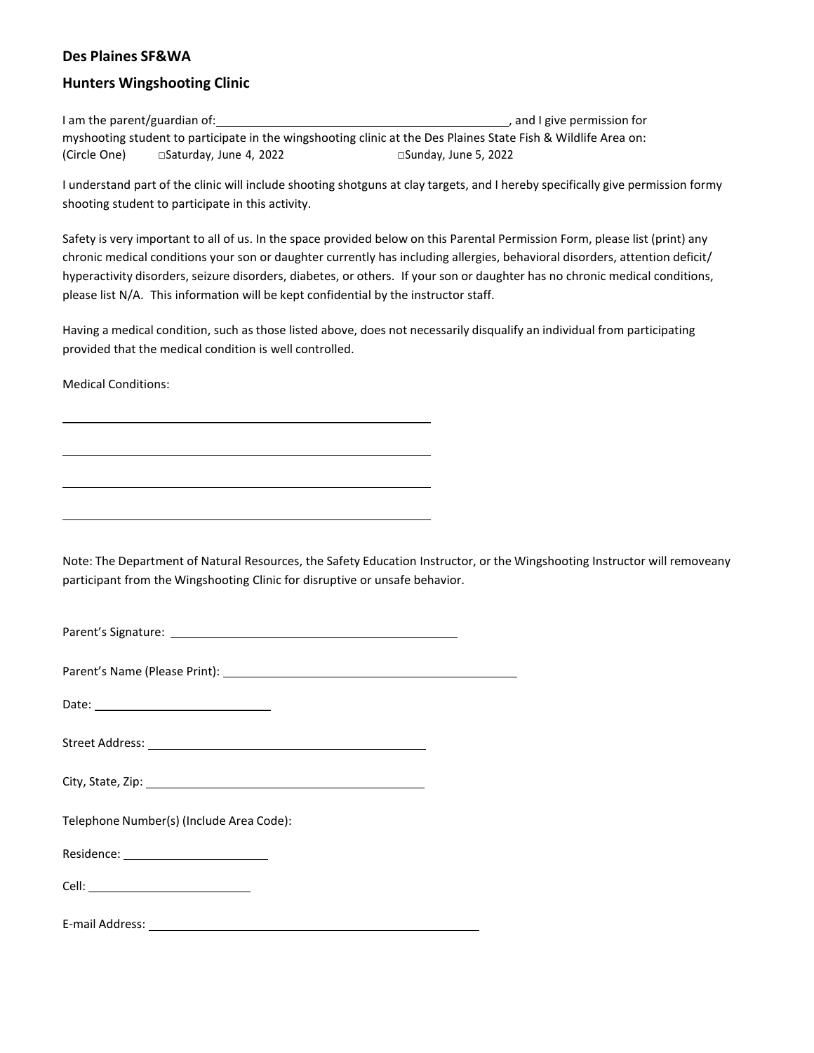**Des Plaines SF&WA**

**Hunters Wingshooting Clinic**

I am the parent/guardian of: \_\_\_\_\_\_\_\_\_\_\_\_\_\_\_\_\_\_\_\_\_\_\_\_\_\_\_\_\_\_\_\_\_\_\_\_\_\_\_\_, and I give permission for myshooting student to participate in the wingshooting clinic at the Des Plaines State Fish & Wildlife Area on:
(Circle One) □Saturday, June 4, 2022 □Sunday, June 5, 2022

I understand part of the clinic will include shooting shotguns at clay targets, and I hereby specifically give permission formy shooting student to participate in this activity.

Safety is very important to all of us. In the space provided below on this Parental Permission Form, please list (print) any chronic medical conditions your son or daughter currently has including allergies, behavioral disorders, attention deficit/ hyperactivity disorders, seizure disorders, diabetes, or others. If your son or daughter has no chronic medical conditions, please list N/A. This information will be kept confidential by the instructor staff.

Having a medical condition, such as those listed above, does not necessarily disqualify an individual from participating provided that the medical condition is well controlled.

Medical Conditions:

\_\_\_\_\_\_\_\_\_\_\_\_\_\_\_\_\_\_\_\_\_\_\_\_\_\_\_\_\_\_\_\_\_\_\_\_\_\_\_\_\_\_\_\_\_\_\_\_

\_\_\_\_\_\_\_\_\_\_\_\_\_\_\_\_\_\_\_\_\_\_\_\_\_\_\_\_\_\_\_\_\_\_\_\_\_\_\_\_\_\_\_\_\_\_\_\_

\_\_\_\_\_\_\_\_\_\_\_\_\_\_\_\_\_\_\_\_\_\_\_\_\_\_\_\_\_\_\_\_\_\_\_\_\_\_\_\_\_\_\_\_\_\_\_\_

\_\_\_\_\_\_\_\_\_\_\_\_\_\_\_\_\_\_\_\_\_\_\_\_\_\_\_\_\_\_\_\_\_\_\_\_\_\_\_\_\_\_\_\_\_\_\_\_

Note: The Department of Natural Resources, the Safety Education Instructor, or the Wingshooting Instructor will removeany participant from the Wingshooting Clinic for disruptive or unsafe behavior.

Parent's Signature: \_\_\_\_\_\_\_\_\_\_\_\_\_\_\_\_\_\_\_\_\_\_\_\_\_\_\_\_\_\_\_\_\_\_\_\_\_\_\_\_

Parent's Name (Please Print): \_\_\_\_\_\_\_\_\_\_\_\_\_\_\_\_\_\_\_\_\_\_\_\_\_\_\_\_\_\_\_\_\_\_\_\_\_\_\_\_

Date: \_\_\_\_\_\_\_\_\_\_\_\_\_\_\_\_\_\_\_\_\_\_\_\_

Street Address: \_\_\_\_\_\_\_\_\_\_\_\_\_\_\_\_\_\_\_\_\_\_\_\_\_\_\_\_\_\_\_\_\_\_\_\_\_\_\_\_

City, State, Zip: \_\_\_\_\_\_\_\_\_\_\_\_\_\_\_\_\_\_\_\_\_\_\_\_\_\_\_\_\_\_\_\_\_\_\_\_\_\_\_\_

Telephone Number(s) (Include Area Code):

Residence: \_\_\_\_\_\_\_\_\_\_\_\_\_\_\_\_\_\_\_\_

Cell: \_\_\_\_\_\_\_\_\_\_\_\_\_\_\_\_\_\_\_\_\_\_\_\_

E-mail Address: \_\_\_\_\_\_\_\_\_\_\_\_\_\_\_\_\_\_\_\_\_\_\_\_\_\_\_\_\_\_\_\_\_\_\_\_\_\_\_\_\_\_\_\_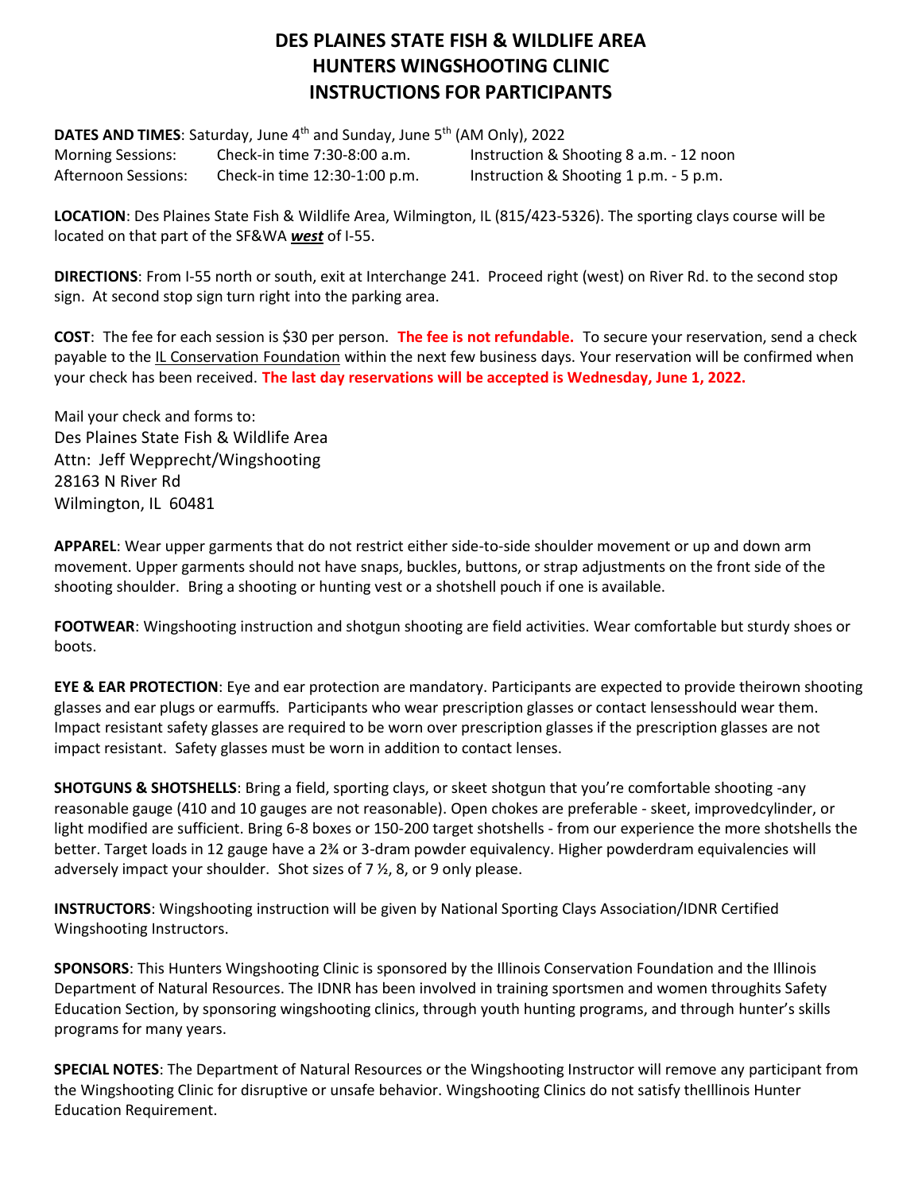# DES PLAINES STATE FISH & WILDLIFE AREA
# HUNTERS WINGSHOOTING CLINIC
# INSTRUCTIONS FOR PARTICIPANTS

**DATES AND TIMES**: Saturday, June 4th and Sunday, June 5th (AM Only), 2022

| | | |
|---|---|---|
| Morning Sessions: | Check-in time 7:30-8:00 a.m. | Instruction & Shooting 8 a.m. - 12 noon |
| Afternoon Sessions: | Check-in time 12:30-1:00 p.m. | Instruction & Shooting 1 p.m. - 5 p.m. |

**LOCATION**: Des Plaines State Fish & Wildlife Area, Wilmington, IL (815/423-5326). The sporting clays course will be located on that part of the SF&WA ***west*** of I-55.

**DIRECTIONS**: From I-55 north or south, exit at Interchange 241. Proceed right (west) on River Rd. to the second stop sign. At second stop sign turn right into the parking area.

**COST**: The fee for each session is $30 per person. **The fee is not refundable.** To secure your reservation, send a check payable to the IL Conservation Foundation within the next few business days. Your reservation will be confirmed when your check has been received. **The last day reservations will be accepted is Wednesday, June 1, 2022.**

Mail your check and forms to:
Des Plaines State Fish & Wildlife Area
Attn: Jeff Wepprecht/Wingshooting
28163 N River Rd
Wilmington, IL 60481

**APPAREL**: Wear upper garments that do not restrict either side-to-side shoulder movement or up and down arm movement. Upper garments should not have snaps, buckles, buttons, or strap adjustments on the front side of the shooting shoulder. Bring a shooting or hunting vest or a shotshell pouch if one is available.

**FOOTWEAR**: Wingshooting instruction and shotgun shooting are field activities. Wear comfortable but sturdy shoes or boots.

**EYE & EAR PROTECTION**: Eye and ear protection are mandatory. Participants are expected to provide theirown shooting glasses and ear plugs or earmuffs. Participants who wear prescription glasses or contact lensesshould wear them. Impact resistant safety glasses are required to be worn over prescription glasses if the prescription glasses are not impact resistant. Safety glasses must be worn in addition to contact lenses.

**SHOTGUNS & SHOTSHELLS**: Bring a field, sporting clays, or skeet shotgun that you're comfortable shooting -any reasonable gauge (410 and 10 gauges are not reasonable). Open chokes are preferable - skeet, improvedcylinder, or light modified are sufficient. Bring 6-8 boxes or 150-200 target shotshells - from our experience the more shotshells the better. Target loads in 12 gauge have a 2¾ or 3-dram powder equivalency. Higher powderdram equivalencies will adversely impact your shoulder. Shot sizes of 7 ½, 8, or 9 only please.

**INSTRUCTORS**: Wingshooting instruction will be given by National Sporting Clays Association/IDNR Certified Wingshooting Instructors.

**SPONSORS**: This Hunters Wingshooting Clinic is sponsored by the Illinois Conservation Foundation and the Illinois Department of Natural Resources. The IDNR has been involved in training sportsmen and women throughits Safety Education Section, by sponsoring wingshooting clinics, through youth hunting programs, and through hunter's skills programs for many years.

**SPECIAL NOTES**: The Department of Natural Resources or the Wingshooting Instructor will remove any participant from the Wingshooting Clinic for disruptive or unsafe behavior. Wingshooting Clinics do not satisfy theIllinois Hunter Education Requirement.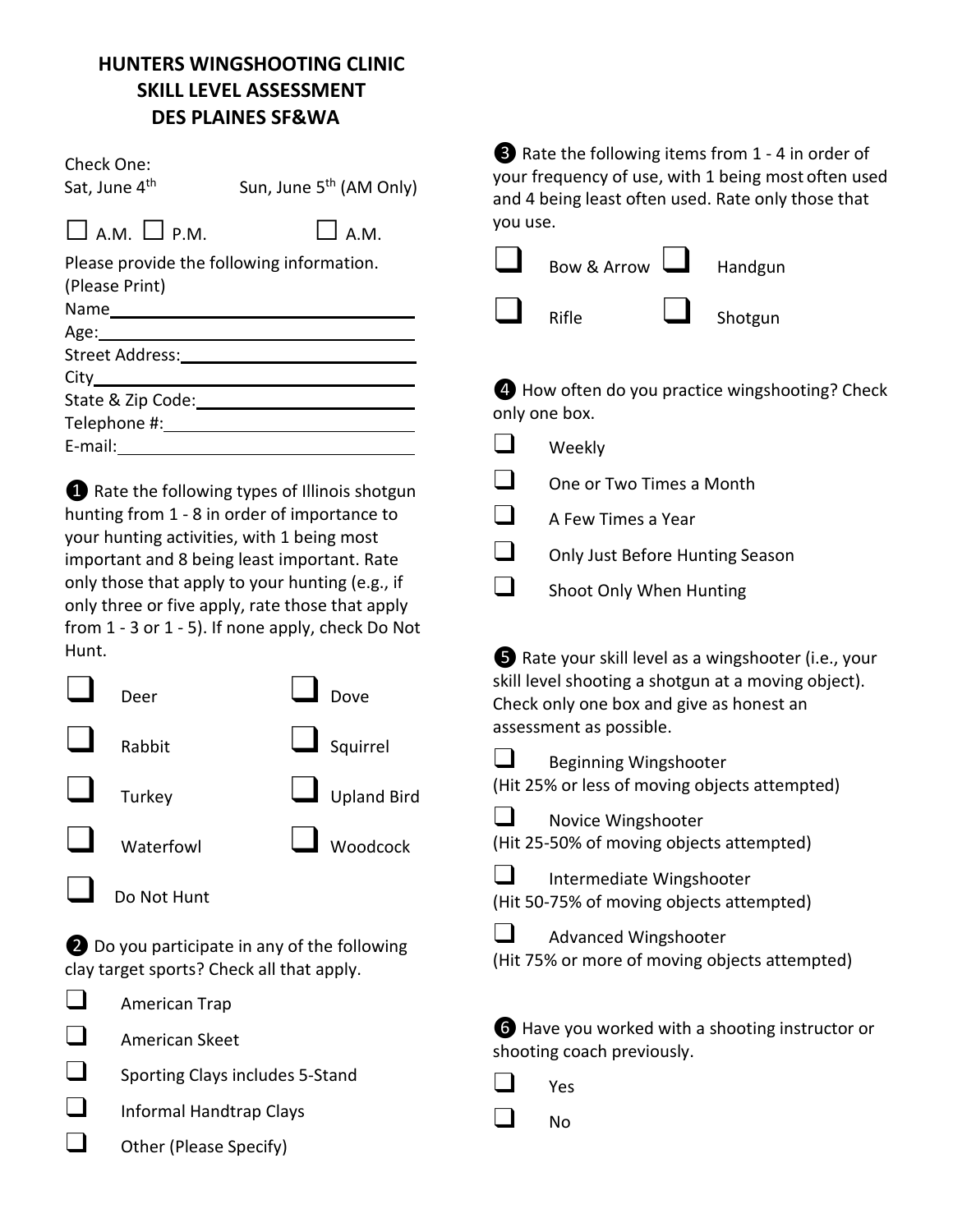# HUNTERS WINGSHOOTING CLINIC
# SKILL LEVEL ASSESSMENT
# DES PLAINES SF&WA

Check One:

Sat, June 4th — ☐ A.M. ☐ P.M.

Sun, June 5th (AM Only) — ☐ A.M.

Please provide the following information.
(Please Print)

Name\_\_\_\_\_\_\_\_\_\_\_\_\_\_\_\_\_\_\_\_\_\_\_\_\_\_\_\_\_\_

Age:\_\_\_\_\_\_\_\_\_\_\_\_\_\_\_\_\_\_\_\_\_\_\_\_\_\_\_\_\_\_

Street Address:\_\_\_\_\_\_\_\_\_\_\_\_\_\_\_\_\_\_\_\_\_\_

City\_\_\_\_\_\_\_\_\_\_\_\_\_\_\_\_\_\_\_\_\_\_\_\_\_\_\_\_\_\_

State & Zip Code:\_\_\_\_\_\_\_\_\_\_\_\_\_\_\_\_\_\_\_\_

Telephone #:\_\_\_\_\_\_\_\_\_\_\_\_\_\_\_\_\_\_\_\_\_\_\_\_

E-mail:\_\_\_\_\_\_\_\_\_\_\_\_\_\_\_\_\_\_\_\_\_\_\_\_\_\_\_\_

❶ Rate the following types of Illinois shotgun hunting from 1 - 8 in order of importance to your hunting activities, with 1 being most important and 8 being least important. Rate only those that apply to your hunting (e.g., if only three or five apply, rate those that apply from 1 - 3 or 1 - 5). If none apply, check Do Not Hunt.

- ☐ Deer
- ☐ Dove
- ☐ Rabbit
- ☐ Squirrel
- ☐ Turkey
- ☐ Upland Bird
- ☐ Waterfowl
- ☐ Woodcock
- ☐ Do Not Hunt

❷ Do you participate in any of the following clay target sports? Check all that apply.

- ☐ American Trap
- ☐ American Skeet
- ☐ Sporting Clays includes 5-Stand
- ☐ Informal Handtrap Clays
- ☐ Other (Please Specify)

❸ Rate the following items from 1 - 4 in order of your frequency of use, with 1 being most often used and 4 being least often used. Rate only those that you use.

- ☐ Bow & Arrow
- ☐ Handgun
- ☐ Rifle
- ☐ Shotgun

❹ How often do you practice wingshooting? Check only one box.

- ☐ Weekly
- ☐ One or Two Times a Month
- ☐ A Few Times a Year
- ☐ Only Just Before Hunting Season
- ☐ Shoot Only When Hunting

❺ Rate your skill level as a wingshooter (i.e., your skill level shooting a shotgun at a moving object). Check only one box and give as honest an assessment as possible.

- ☐ Beginning Wingshooter
(Hit 25% or less of moving objects attempted)
- ☐ Novice Wingshooter
(Hit 25-50% of moving objects attempted)
- ☐ Intermediate Wingshooter
(Hit 50-75% of moving objects attempted)
- ☐ Advanced Wingshooter
(Hit 75% or more of moving objects attempted)

❻ Have you worked with a shooting instructor or shooting coach previously.

- ☐ Yes
- ☐ No